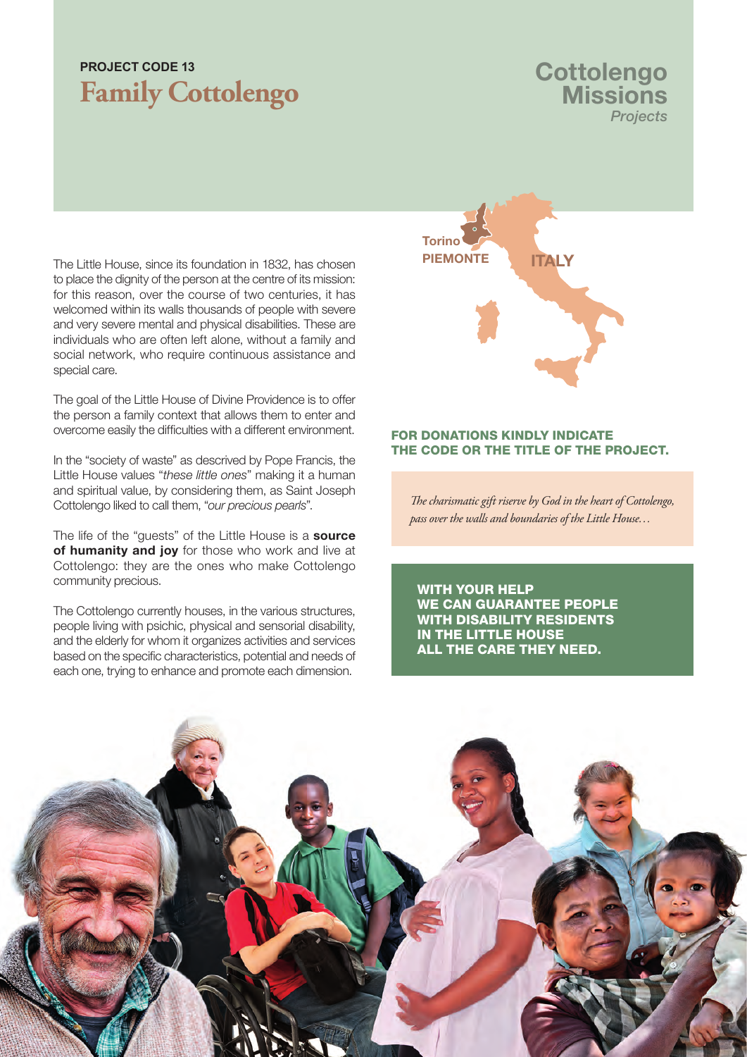**PROJECT CODE 13**

# Family Cottolengo

**Cottolengo Missions** *Projects*

The Little House, since its foundation in 1832, has chosen to place the dignity of the person at the centre of its mission: for this reason, over the course of two centuries, it has welcomed within its walls thousands of people with severe and very severe mental and physical disabilities. These are individuals who are often left alone, without a family and social network, who require continuous assistance and special care.

The goal of the Little House of Divine Providence is to offer the person a family context that allows them to enter and overcome easily the difficulties with a different environment.

In the "society of waste" as descrived by Pope Francis, the Little House values "*these little ones*" making it a human and spiritual value, by considering them, as Saint Joseph Cottolengo liked to call them, "*our precious pearls*".

The life of the "guests" of the Little House is a **source of humanity and joy** for those who work and live at Cottolengo: they are the ones who make Cottolengo community precious.

The Cottolengo currently houses, in the various structures, people living with psichic, physical and sensorial disability, and the elderly for whom it organizes activities and services based on the specific characteristics, potential and needs of each one, trying to enhance and promote each dimension.

Torino
PIEMONTE
ITALY

**FOR DONATIONS KINDLY INDICATE THE CODE OR THE TITLE OF THE PROJECT.**

*The charismatic gift riserve by God in the heart of Cottolengo, pass over the walls and boundaries of the Little House…*

**WITH YOUR HELP WE CAN GUARANTEE PEOPLE WITH DISABILITY RESIDENTS IN THE LITTLE HOUSE ALL THE CARE THEY NEED.**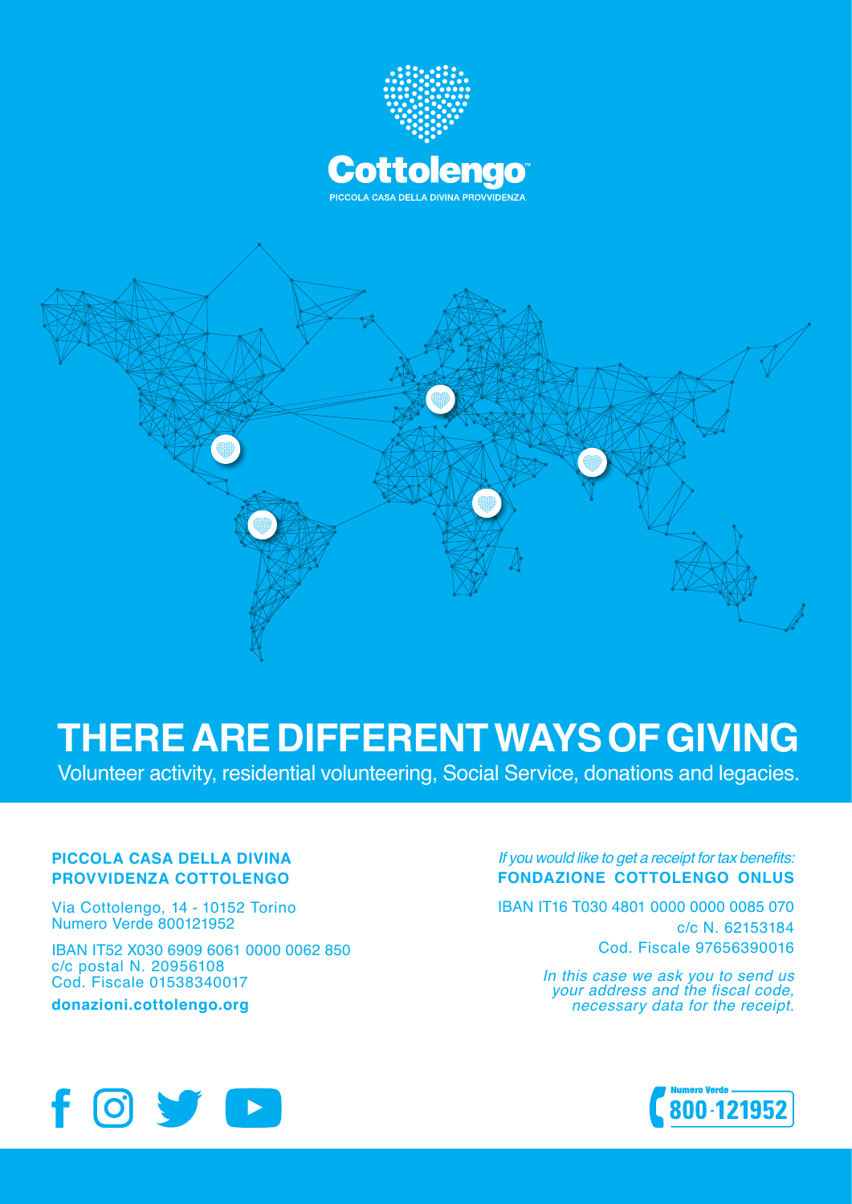Cottolengo

PICCOLA CASA DELLA DIVINA PROVVIDENZA

# THERE ARE DIFFERENT WAYS OF GIVING

Volunteer activity, residential volunteering, Social Service, donations and legacies.

**PICCOLA CASA DELLA DIVINA PROVVIDENZA COTTOLENGO**

Via Cottolengo, 14 - 10152 Torino
Numero Verde 800121952

IBAN IT52 X030 6909 6061 0000 0062 850
c/c postal N. 20956108
Cod. Fiscale 01538340017

**donazioni.cottolengo.org**

*If you would like to get a receipt for tax benefits:*
**FONDAZIONE COTTOLENGO ONLUS**

IBAN IT16 T030 4801 0000 0000 0085 070
c/c N. 62153184
Cod. Fiscale 97656390016

*In this case we ask you to send us your address and the fiscal code, necessary data for the receipt.*

Numero Verde 800-121952